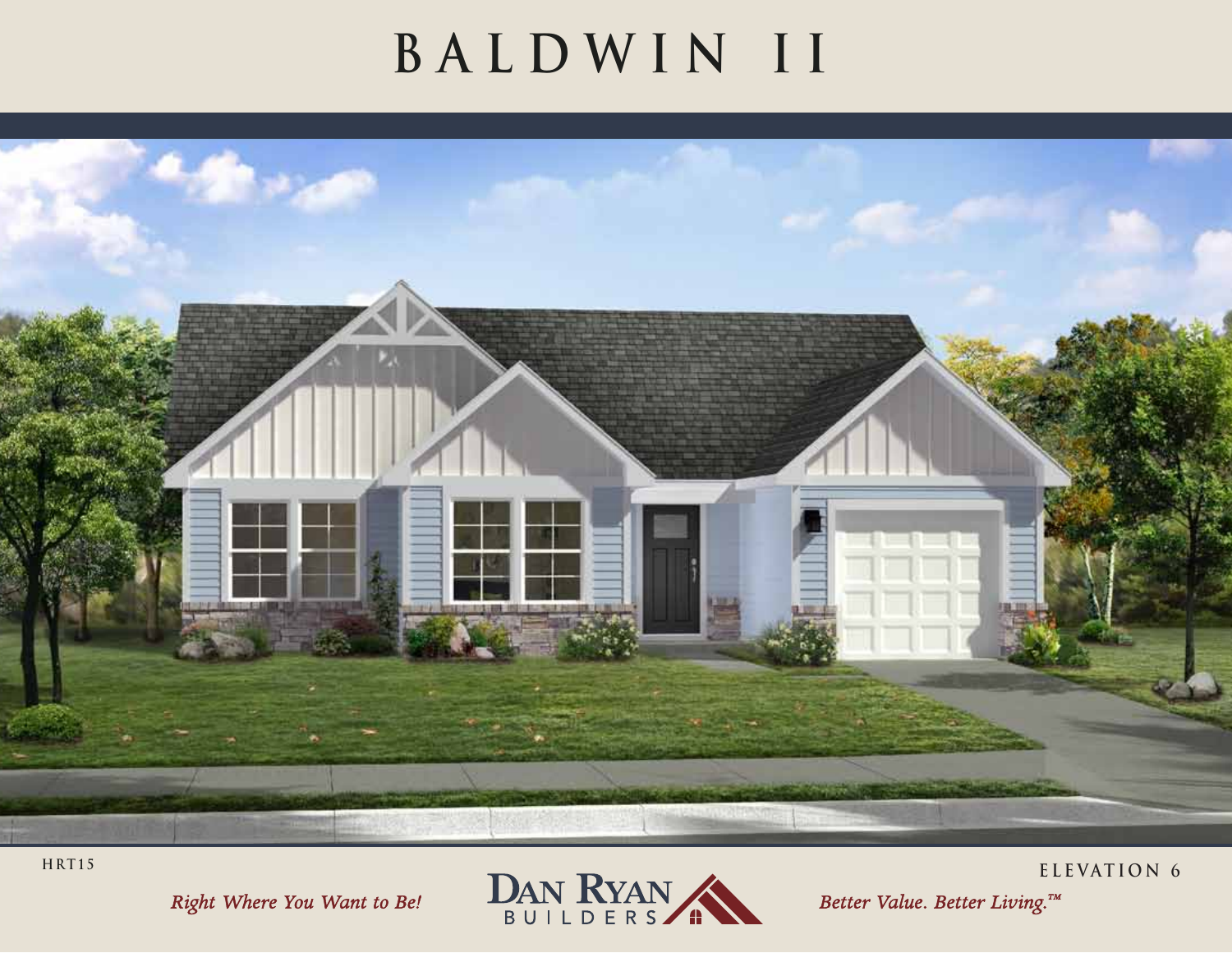# BALDWIN II

HRT15

ELEVATION 6

*Right Where You Want to Be!*

DAN RYAN BUILDERS

*Better Value. Better Living.™*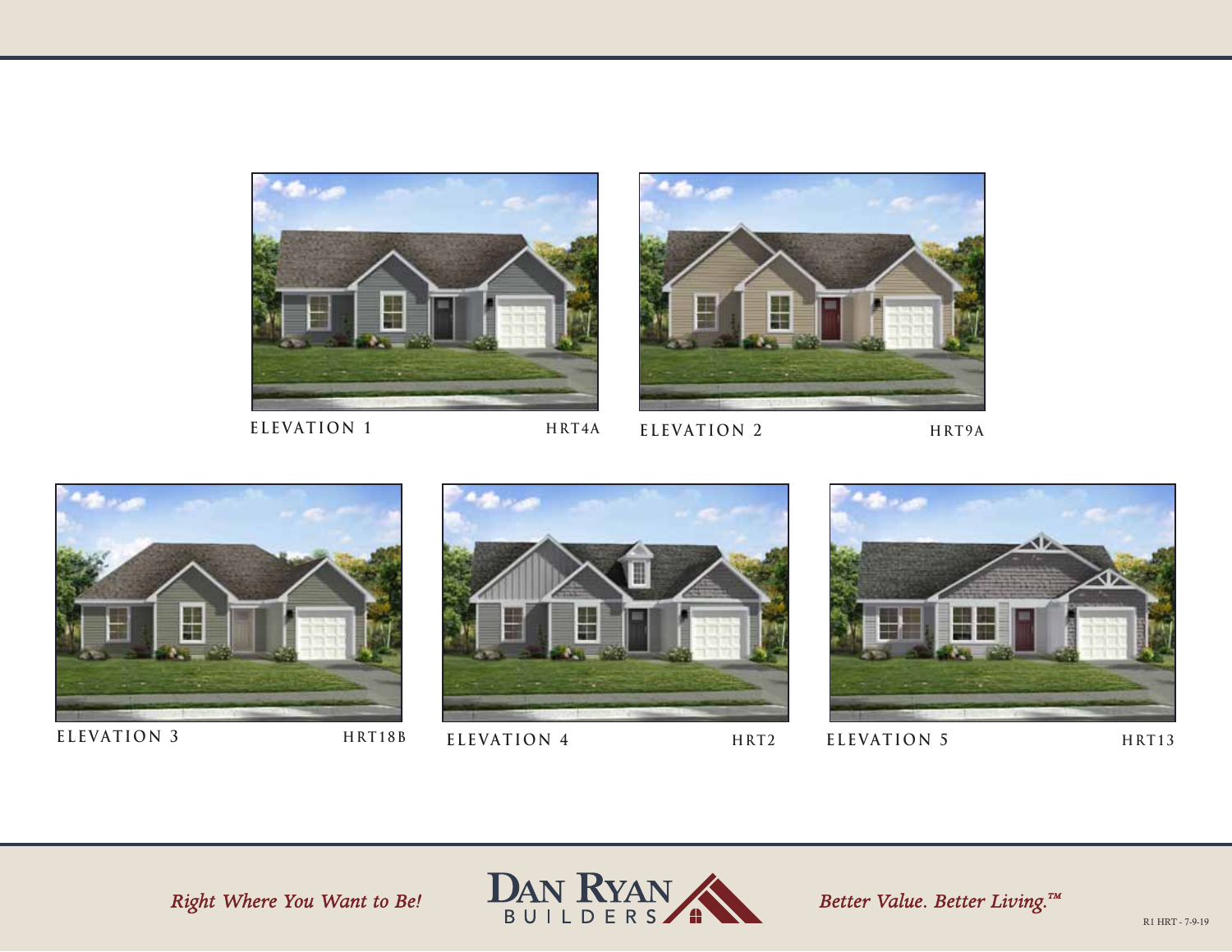ELEVATION 1 HRT4A

ELEVATION 2 HRT9A

ELEVATION 3 HRT18B

ELEVATION 4 HRT2

ELEVATION 5 HRT13

*Right Where You Want to Be!*

DAN RYAN BUILDERS

*Better Value. Better Living.™*

R1 HRT - 7-9-19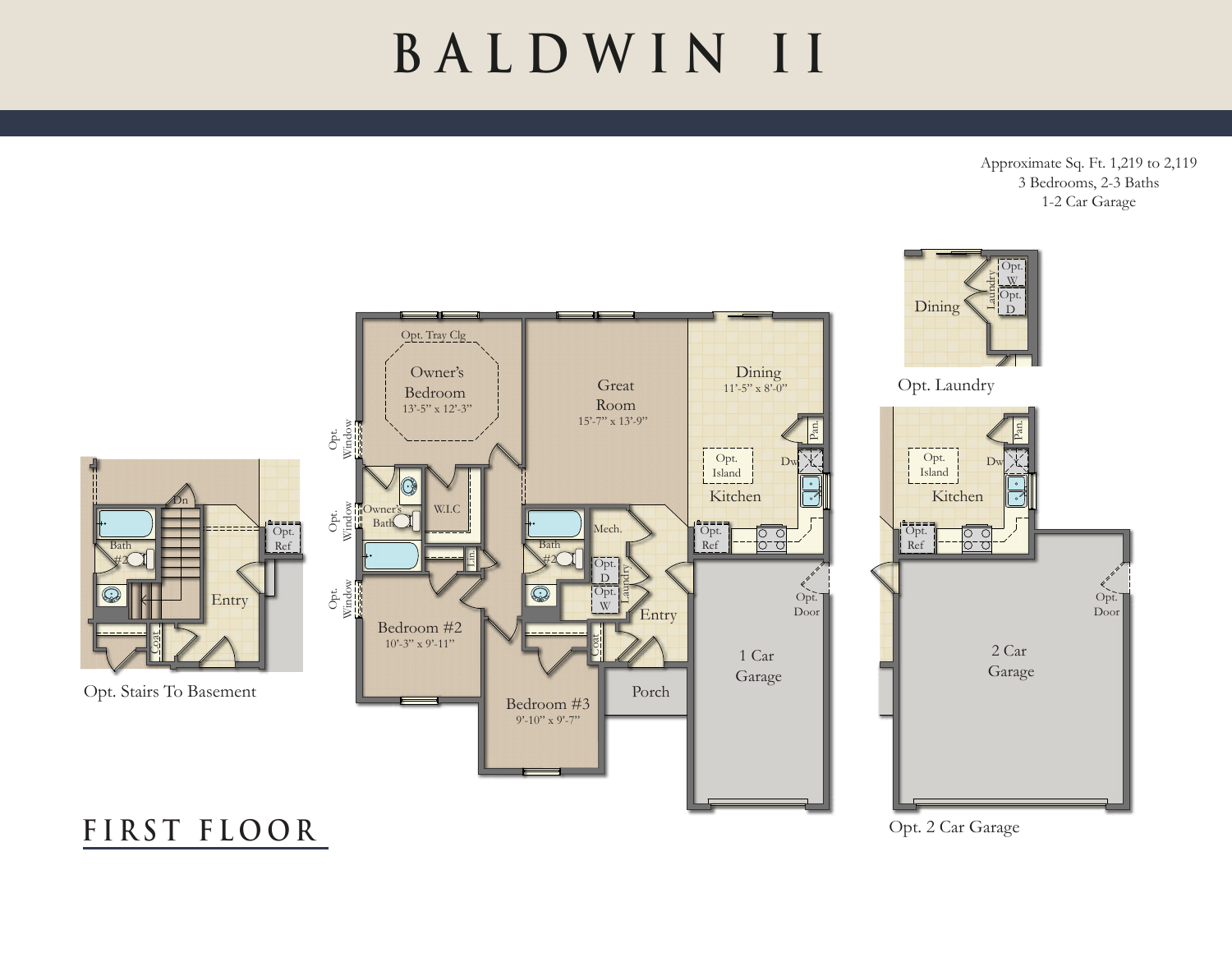# BALDWIN II

Approximate Sq. Ft. 1,219 to 2,119
3 Bedrooms, 2-3 Baths
1-2 Car Garage

Owner's Bedroom
13'-5" x 12'-3"

Opt. Tray Clg

Great Room
15'-7" x 13'-9"

Dining
11'-5" x 8'-0"

Opt. Island

Kitchen

Pan.

Dw

Opt. Ref

Owner's Bath

W.I.C

Lin.

Bath #2

Mech.

Opt. D

Opt. W

Laundry

Entry

Coat

Bedroom #2
10'-3" x 9'-11"

Bedroom #3
9'-10" x 9'-7"

Porch

1 Car Garage

Opt. Door

Opt. Window

Opt. Window

Opt. Window

Opt. Stairs To Basement

Opt. Laundry

Opt. 2 Car Garage

2 Car Garage

## FIRST FLOOR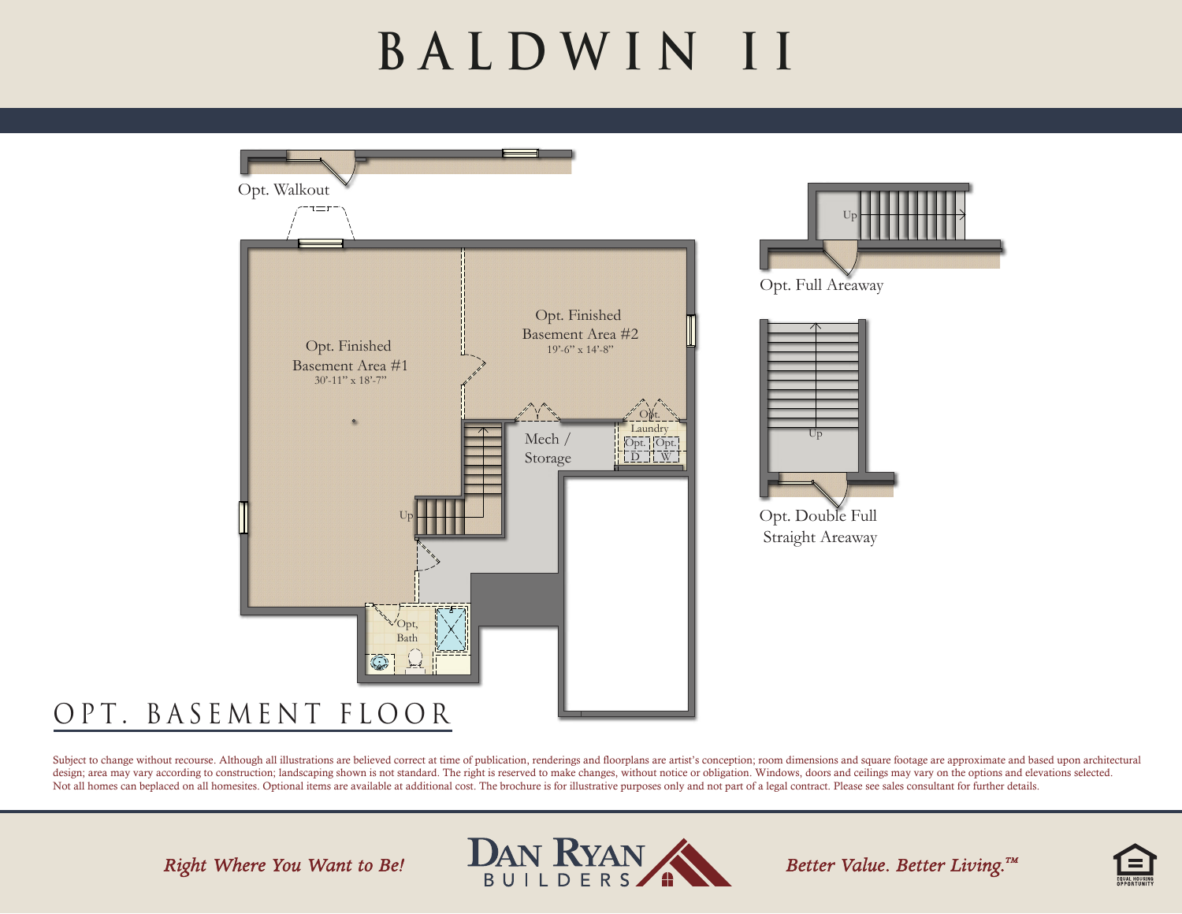# BALDWIN II

Opt. Walkout

Opt. Full Areaway

Up

Opt. Finished Basement Area #1
30'-11" x 18'-7"

Opt. Finished Basement Area #2
19'-6" x 14'-8"

Mech / Storage

Opt. Laundry

Opt. D

Opt. W

Up

Opt, Bath

Up

Opt. Double Full Straight Areaway

## OPT. BASEMENT FLOOR

Subject to change without recourse. Although all illustrations are believed correct at time of publication, renderings and floorplans are artist's conception; room dimensions and square footage are approximate and based upon architectural design; area may vary according to construction; landscaping shown is not standard. The right is reserved to make changes, without notice or obligation. Windows, doors and ceilings may vary on the options and elevations selected. Not all homes can beplaced on all homesites. Optional items are available at additional cost. The brochure is for illustrative purposes only and not part of a legal contract. Please see sales consultant for further details.

*Right Where You Want to Be!*

DAN RYAN BUILDERS

*Better Value. Better Living.™*

EQUAL HOUSING OPPORTUNITY